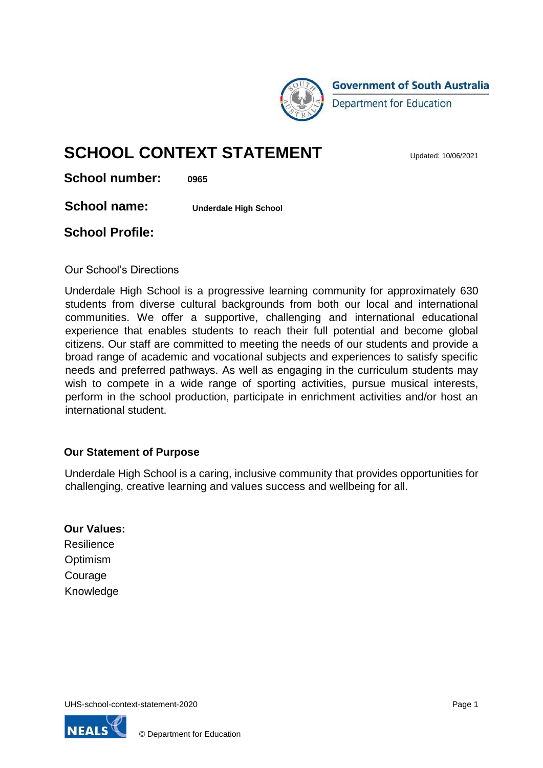Government of South Australia
Department for Education

# SCHOOL CONTEXT STATEMENT

Updated: 10/06/2021

**School number:** **0965**

**School name:** **Underdale High School**

## School Profile:

Our School's Directions

Underdale High School is a progressive learning community for approximately 630 students from diverse cultural backgrounds from both our local and international communities. We offer a supportive, challenging and international educational experience that enables students to reach their full potential and become global citizens. Our staff are committed to meeting the needs of our students and provide a broad range of academic and vocational subjects and experiences to satisfy specific needs and preferred pathways. As well as engaging in the curriculum students may wish to compete in a wide range of sporting activities, pursue musical interests, perform in the school production, participate in enrichment activities and/or host an international student.

### Our Statement of Purpose

Underdale High School is a caring, inclusive community that provides opportunities for challenging, creative learning and values success and wellbeing for all.

### Our Values:

Resilience
Optimism
Courage
Knowledge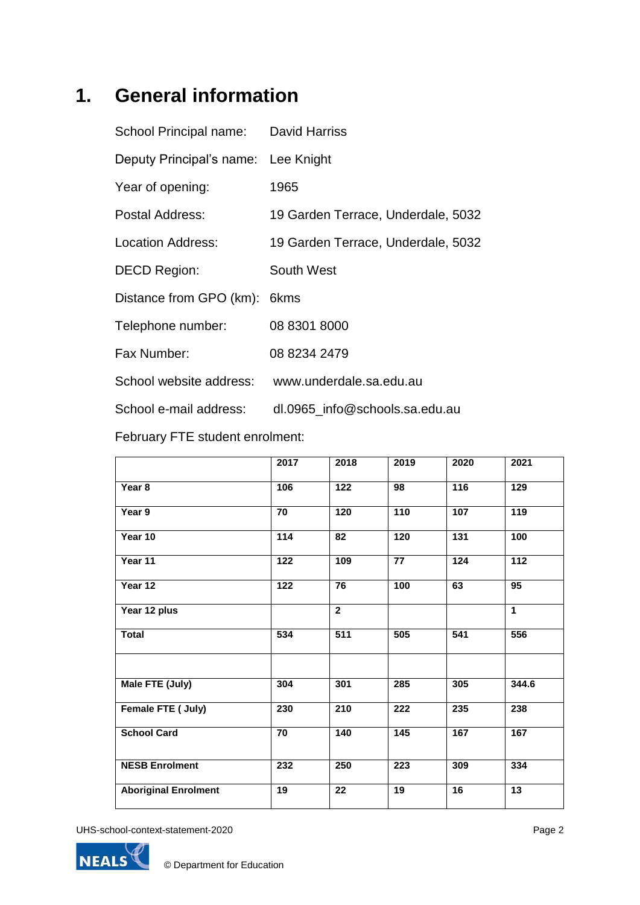# 1. General information

School Principal name: David Harriss

Deputy Principal's name: Lee Knight

Year of opening: 1965

Postal Address: 19 Garden Terrace, Underdale, 5032

Location Address: 19 Garden Terrace, Underdale, 5032

DECD Region: South West

Distance from GPO (km): 6kms

Telephone number: 08 8301 8000

Fax Number: 08 8234 2479

School website address: www.underdale.sa.edu.au

School e-mail address: dl.0965_info@schools.sa.edu.au

February FTE student enrolment:

| | 2017 | 2018 | 2019 | 2020 | 2021 |
|---|---|---|---|---|---|
| **Year 8** | **106** | **122** | **98** | **116** | **129** |
| **Year 9** | **70** | **120** | **110** | **107** | **119** |
| **Year 10** | **114** | **82** | **120** | **131** | **100** |
| **Year 11** | **122** | **109** | **77** | **124** | **112** |
| **Year 12** | **122** | **76** | **100** | **63** | **95** |
| **Year 12 plus** | | **2** | | | **1** |
| **Total** | **534** | **511** | **505** | **541** | **556** |
| | | | | | |
| **Male FTE (July)** | **304** | **301** | **285** | **305** | **344.6** |
| **Female FTE ( July)** | **230** | **210** | **222** | **235** | **238** |
| **School Card** | **70** | **140** | **145** | **167** | **167** |
| **NESB Enrolment** | **232** | **250** | **223** | **309** | **334** |
| **Aboriginal Enrolment** | **19** | **22** | **19** | **16** | **13** |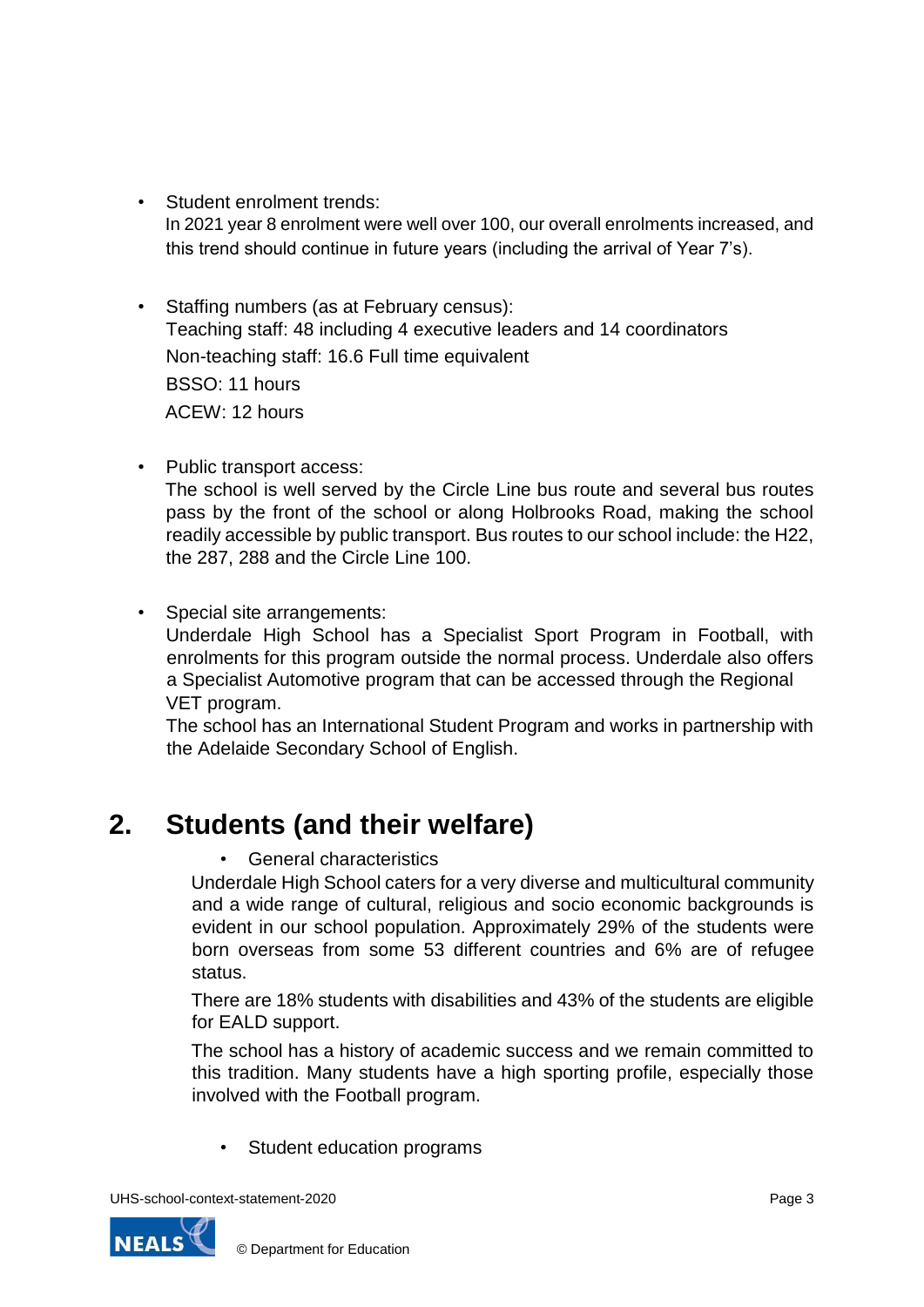- Student enrolment trends:
  In 2021 year 8 enrolment were well over 100, our overall enrolments increased, and this trend should continue in future years (including the arrival of Year 7's).

- Staffing numbers (as at February census):
  Teaching staff: 48 including 4 executive leaders and 14 coordinators
  Non-teaching staff: 16.6 Full time equivalent
  BSSO: 11 hours
  ACEW: 12 hours

- Public transport access:
  The school is well served by the Circle Line bus route and several bus routes pass by the front of the school or along Holbrooks Road, making the school readily accessible by public transport. Bus routes to our school include: the H22, the 287, 288 and the Circle Line 100.

- Special site arrangements:
  Underdale High School has a Specialist Sport Program in Football, with enrolments for this program outside the normal process. Underdale also offers a Specialist Automotive program that can be accessed through the Regional VET program.
  The school has an International Student Program and works in partnership with the Adelaide Secondary School of English.

## 2. Students (and their welfare)

- General characteristics

Underdale High School caters for a very diverse and multicultural community and a wide range of cultural, religious and socio economic backgrounds is evident in our school population. Approximately 29% of the students were born overseas from some 53 different countries and 6% are of refugee status.

There are 18% students with disabilities and 43% of the students are eligible for EALD support.

The school has a history of academic success and we remain committed to this tradition. Many students have a high sporting profile, especially those involved with the Football program.

- Student education programs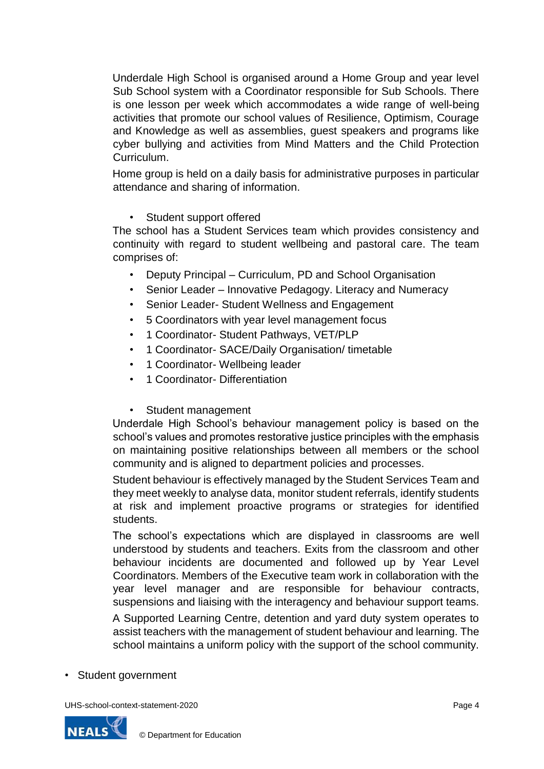Underdale High School is organised around a Home Group and year level Sub School system with a Coordinator responsible for Sub Schools. There is one lesson per week which accommodates a wide range of well-being activities that promote our school values of Resilience, Optimism, Courage and Knowledge as well as assemblies, guest speakers and programs like cyber bullying and activities from Mind Matters and the Child Protection Curriculum.

Home group is held on a daily basis for administrative purposes in particular attendance and sharing of information.

- Student support offered

The school has a Student Services team which provides consistency and continuity with regard to student wellbeing and pastoral care. The team comprises of:

- Deputy Principal – Curriculum, PD and School Organisation
- Senior Leader – Innovative Pedagogy. Literacy and Numeracy
- Senior Leader- Student Wellness and Engagement
- 5 Coordinators with year level management focus
- 1 Coordinator- Student Pathways, VET/PLP
- 1 Coordinator- SACE/Daily Organisation/ timetable
- 1 Coordinator- Wellbeing leader
- 1 Coordinator- Differentiation

- Student management

Underdale High School's behaviour management policy is based on the school's values and promotes restorative justice principles with the emphasis on maintaining positive relationships between all members or the school community and is aligned to department policies and processes.

Student behaviour is effectively managed by the Student Services Team and they meet weekly to analyse data, monitor student referrals, identify students at risk and implement proactive programs or strategies for identified students.

The school's expectations which are displayed in classrooms are well understood by students and teachers. Exits from the classroom and other behaviour incidents are documented and followed up by Year Level Coordinators. Members of the Executive team work in collaboration with the year level manager and are responsible for behaviour contracts, suspensions and liaising with the interagency and behaviour support teams.

A Supported Learning Centre, detention and yard duty system operates to assist teachers with the management of student behaviour and learning. The school maintains a uniform policy with the support of the school community.

- Student government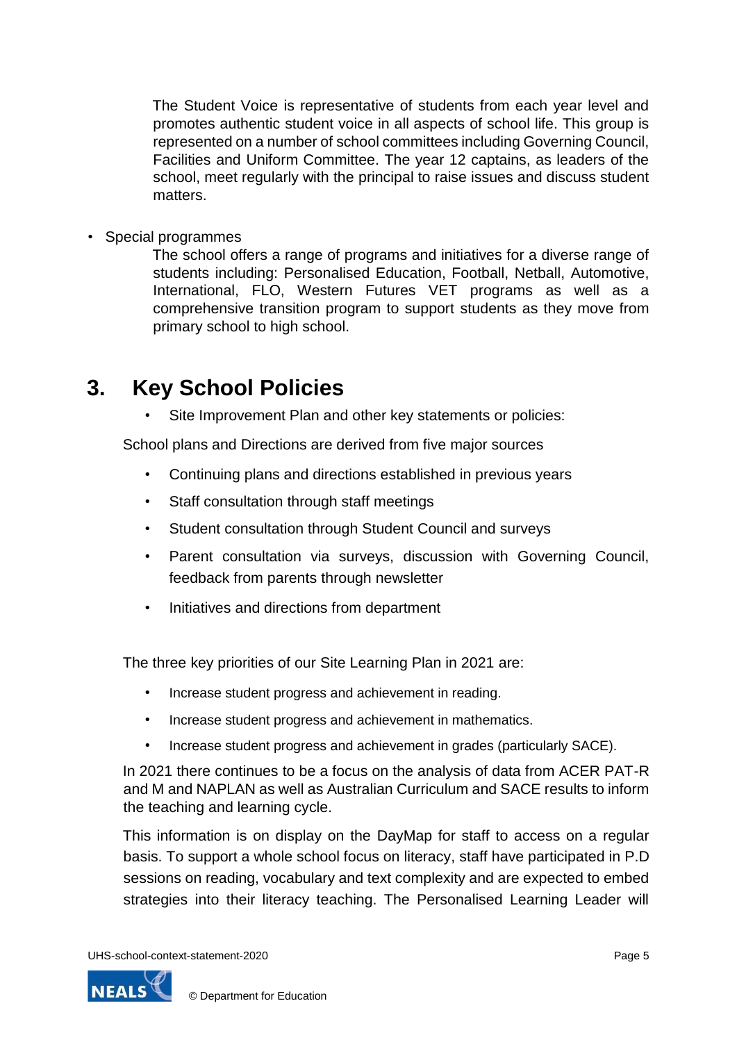The Student Voice is representative of students from each year level and promotes authentic student voice in all aspects of school life. This group is represented on a number of school committees including Governing Council, Facilities and Uniform Committee. The year 12 captains, as leaders of the school, meet regularly with the principal to raise issues and discuss student matters.

- Special programmes

  The school offers a range of programs and initiatives for a diverse range of students including: Personalised Education, Football, Netball, Automotive, International, FLO, Western Futures VET programs as well as a comprehensive transition program to support students as they move from primary school to high school.

## 3. Key School Policies

- Site Improvement Plan and other key statements or policies:

School plans and Directions are derived from five major sources

- Continuing plans and directions established in previous years
- Staff consultation through staff meetings
- Student consultation through Student Council and surveys
- Parent consultation via surveys, discussion with Governing Council, feedback from parents through newsletter
- Initiatives and directions from department

The three key priorities of our Site Learning Plan in 2021 are:

- Increase student progress and achievement in reading.
- Increase student progress and achievement in mathematics.
- Increase student progress and achievement in grades (particularly SACE).

In 2021 there continues to be a focus on the analysis of data from ACER PAT-R and M and NAPLAN as well as Australian Curriculum and SACE results to inform the teaching and learning cycle.

This information is on display on the DayMap for staff to access on a regular basis. To support a whole school focus on literacy, staff have participated in P.D sessions on reading, vocabulary and text complexity and are expected to embed strategies into their literacy teaching. The Personalised Learning Leader will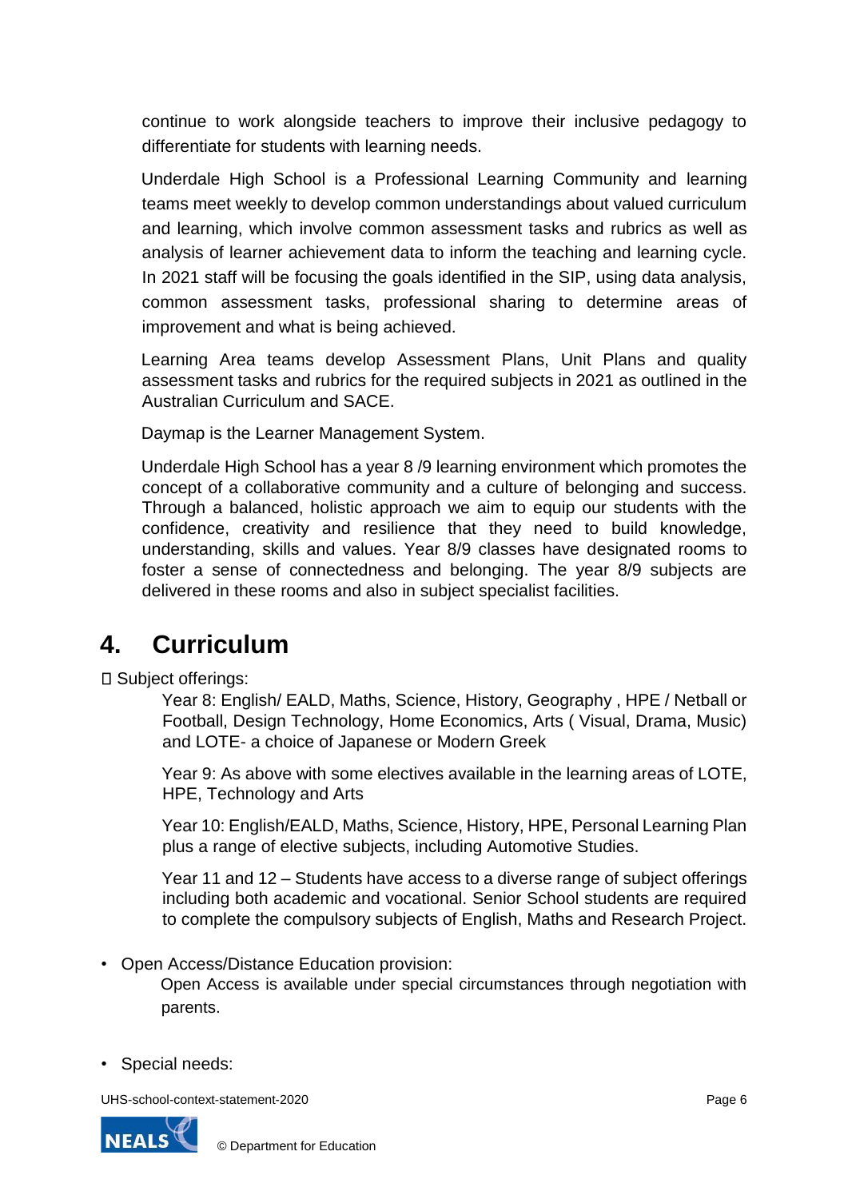continue to work alongside teachers to improve their inclusive pedagogy to differentiate for students with learning needs.

Underdale High School is a Professional Learning Community and learning teams meet weekly to develop common understandings about valued curriculum and learning, which involve common assessment tasks and rubrics as well as analysis of learner achievement data to inform the teaching and learning cycle. In 2021 staff will be focusing the goals identified in the SIP, using data analysis, common assessment tasks, professional sharing to determine areas of improvement and what is being achieved.

Learning Area teams develop Assessment Plans, Unit Plans and quality assessment tasks and rubrics for the required subjects in 2021 as outlined in the Australian Curriculum and SACE.

Daymap is the Learner Management System.

Underdale High School has a year 8 /9 learning environment which promotes the concept of a collaborative community and a culture of belonging and success. Through a balanced, holistic approach we aim to equip our students with the confidence, creativity and resilience that they need to build knowledge, understanding, skills and values. Year 8/9 classes have designated rooms to foster a sense of connectedness and belonging. The year 8/9 subjects are delivered in these rooms and also in subject specialist facilities.

# 4. Curriculum

- Subject offerings:

  Year 8: English/ EALD, Maths, Science, History, Geography , HPE / Netball or Football, Design Technology, Home Economics, Arts ( Visual, Drama, Music) and LOTE- a choice of Japanese or Modern Greek

  Year 9: As above with some electives available in the learning areas of LOTE, HPE, Technology and Arts

  Year 10: English/EALD, Maths, Science, History, HPE, Personal Learning Plan plus a range of elective subjects, including Automotive Studies.

  Year 11 and 12 – Students have access to a diverse range of subject offerings including both academic and vocational. Senior School students are required to complete the compulsory subjects of English, Maths and Research Project.

- Open Access/Distance Education provision:

  Open Access is available under special circumstances through negotiation with parents.

- Special needs: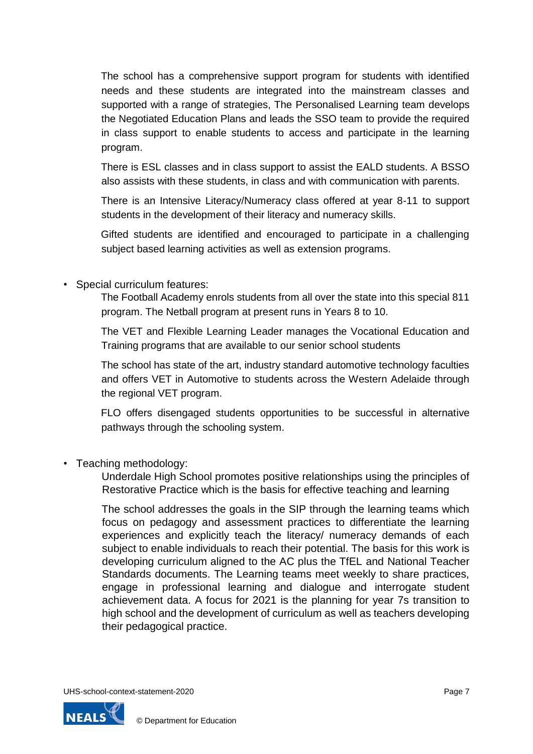The school has a comprehensive support program for students with identified needs and these students are integrated into the mainstream classes and supported with a range of strategies, The Personalised Learning team develops the Negotiated Education Plans and leads the SSO team to provide the required in class support to enable students to access and participate in the learning program.

There is ESL classes and in class support to assist the EALD students. A BSSO also assists with these students, in class and with communication with parents.

There is an Intensive Literacy/Numeracy class offered at year 8-11 to support students in the development of their literacy and numeracy skills.

Gifted students are identified and encouraged to participate in a challenging subject based learning activities as well as extension programs.

- Special curriculum features:

  The Football Academy enrols students from all over the state into this special 811 program. The Netball program at present runs in Years 8 to 10.

  The VET and Flexible Learning Leader manages the Vocational Education and Training programs that are available to our senior school students

  The school has state of the art, industry standard automotive technology faculties and offers VET in Automotive to students across the Western Adelaide through the regional VET program.

  FLO offers disengaged students opportunities to be successful in alternative pathways through the schooling system.

- Teaching methodology:

  Underdale High School promotes positive relationships using the principles of Restorative Practice which is the basis for effective teaching and learning

  The school addresses the goals in the SIP through the learning teams which focus on pedagogy and assessment practices to differentiate the learning experiences and explicitly teach the literacy/ numeracy demands of each subject to enable individuals to reach their potential. The basis for this work is developing curriculum aligned to the AC plus the TfEL and National Teacher Standards documents. The Learning teams meet weekly to share practices, engage in professional learning and dialogue and interrogate student achievement data. A focus for 2021 is the planning for year 7s transition to high school and the development of curriculum as well as teachers developing their pedagogical practice.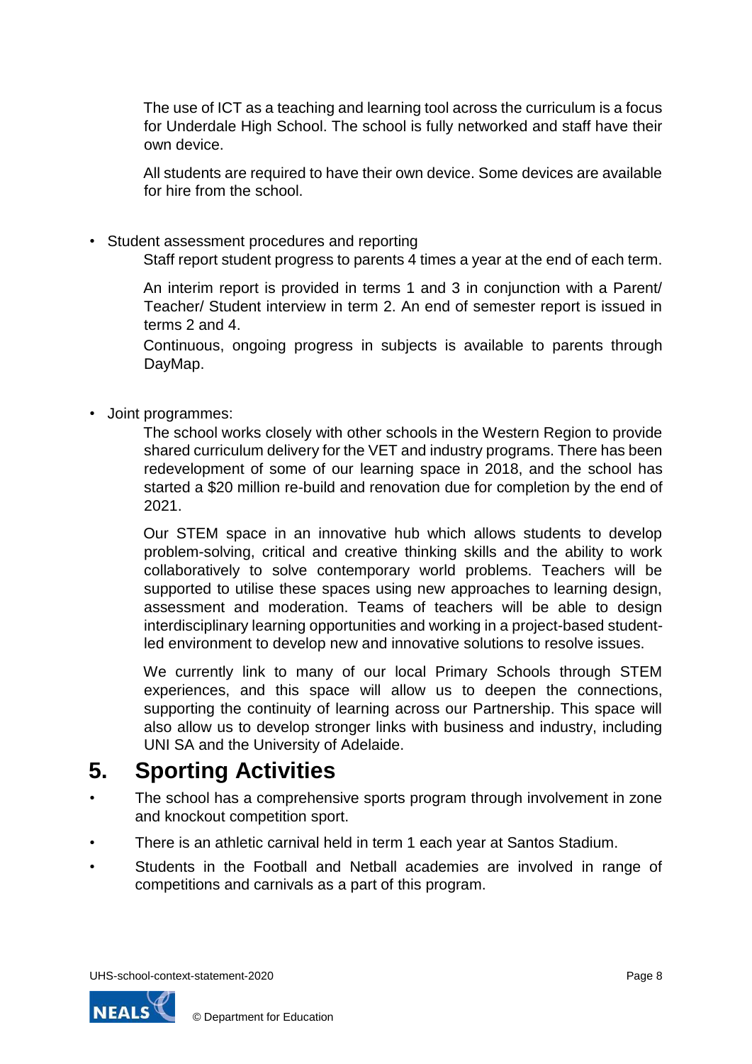The use of ICT as a teaching and learning tool across the curriculum is a focus for Underdale High School. The school is fully networked and staff have their own device.

All students are required to have their own device. Some devices are available for hire from the school.

- Student assessment procedures and reporting

  Staff report student progress to parents 4 times a year at the end of each term.

  An interim report is provided in terms 1 and 3 in conjunction with a Parent/ Teacher/ Student interview in term 2. An end of semester report is issued in terms 2 and 4.

  Continuous, ongoing progress in subjects is available to parents through DayMap.

- Joint programmes:

  The school works closely with other schools in the Western Region to provide shared curriculum delivery for the VET and industry programs. There has been redevelopment of some of our learning space in 2018, and the school has started a $20 million re-build and renovation due for completion by the end of 2021.

  Our STEM space in an innovative hub which allows students to develop problem-solving, critical and creative thinking skills and the ability to work collaboratively to solve contemporary world problems. Teachers will be supported to utilise these spaces using new approaches to learning design, assessment and moderation. Teams of teachers will be able to design interdisciplinary learning opportunities and working in a project-based student-led environment to develop new and innovative solutions to resolve issues.

  We currently link to many of our local Primary Schools through STEM experiences, and this space will allow us to deepen the connections, supporting the continuity of learning across our Partnership. This space will also allow us to develop stronger links with business and industry, including UNI SA and the University of Adelaide.

## 5. Sporting Activities

- The school has a comprehensive sports program through involvement in zone and knockout competition sport.
- There is an athletic carnival held in term 1 each year at Santos Stadium.
- Students in the Football and Netball academies are involved in range of competitions and carnivals as a part of this program.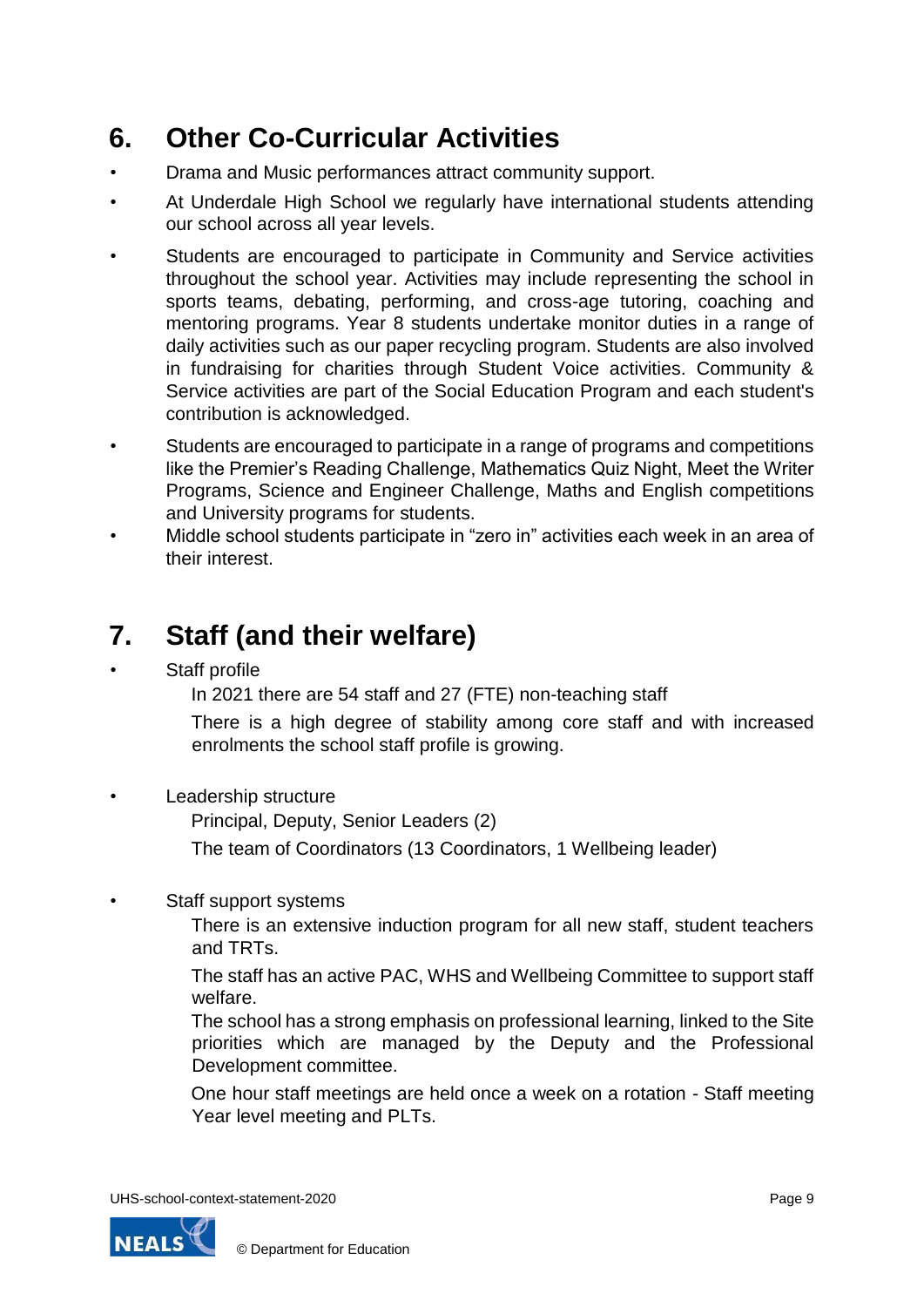## 6. Other Co-Curricular Activities

- Drama and Music performances attract community support.
- At Underdale High School we regularly have international students attending our school across all year levels.
- Students are encouraged to participate in Community and Service activities throughout the school year. Activities may include representing the school in sports teams, debating, performing, and cross-age tutoring, coaching and mentoring programs. Year 8 students undertake monitor duties in a range of daily activities such as our paper recycling program. Students are also involved in fundraising for charities through Student Voice activities. Community & Service activities are part of the Social Education Program and each student's contribution is acknowledged.
- Students are encouraged to participate in a range of programs and competitions like the Premier's Reading Challenge, Mathematics Quiz Night, Meet the Writer Programs, Science and Engineer Challenge, Maths and English competitions and University programs for students.
- Middle school students participate in "zero in" activities each week in an area of their interest.

## 7. Staff (and their welfare)

- Staff profile

  In 2021 there are 54 staff and 27 (FTE) non-teaching staff

  There is a high degree of stability among core staff and with increased enrolments the school staff profile is growing.

- Leadership structure

  Principal, Deputy, Senior Leaders (2)

  The team of Coordinators (13 Coordinators, 1 Wellbeing leader)

- Staff support systems

  There is an extensive induction program for all new staff, student teachers and TRTs.

  The staff has an active PAC, WHS and Wellbeing Committee to support staff welfare.

  The school has a strong emphasis on professional learning, linked to the Site priorities which are managed by the Deputy and the Professional Development committee.

  One hour staff meetings are held once a week on a rotation - Staff meeting Year level meeting and PLTs.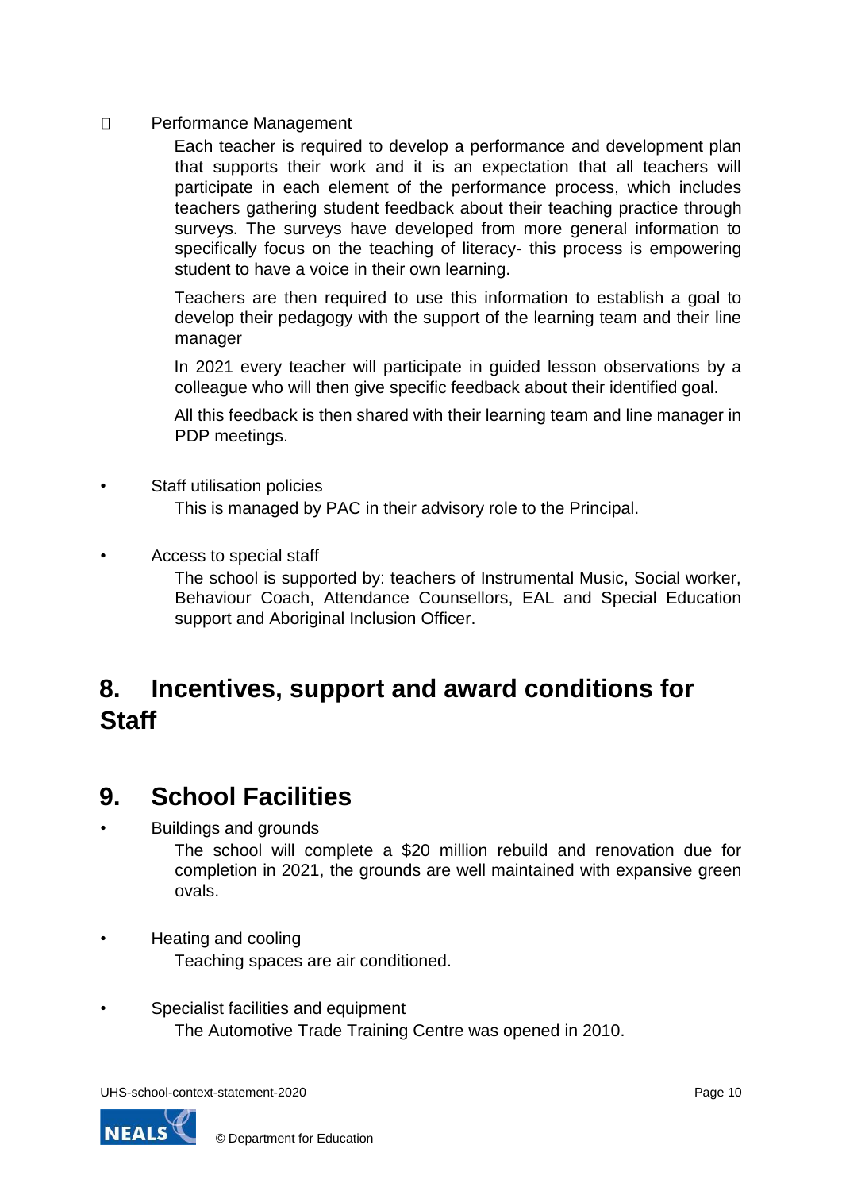- Performance Management

  Each teacher is required to develop a performance and development plan that supports their work and it is an expectation that all teachers will participate in each element of the performance process, which includes teachers gathering student feedback about their teaching practice through surveys. The surveys have developed from more general information to specifically focus on the teaching of literacy- this process is empowering student to have a voice in their own learning.

  Teachers are then required to use this information to establish a goal to develop their pedagogy with the support of the learning team and their line manager

  In 2021 every teacher will participate in guided lesson observations by a colleague who will then give specific feedback about their identified goal.

  All this feedback is then shared with their learning team and line manager in PDP meetings.

- Staff utilisation policies

  This is managed by PAC in their advisory role to the Principal.

- Access to special staff

  The school is supported by: teachers of Instrumental Music, Social worker, Behaviour Coach, Attendance Counsellors, EAL and Special Education support and Aboriginal Inclusion Officer.

## 8. Incentives, support and award conditions for Staff

## 9. School Facilities

- Buildings and grounds

  The school will complete a $20 million rebuild and renovation due for completion in 2021, the grounds are well maintained with expansive green ovals.

- Heating and cooling

  Teaching spaces are air conditioned.

- Specialist facilities and equipment

  The Automotive Trade Training Centre was opened in 2010.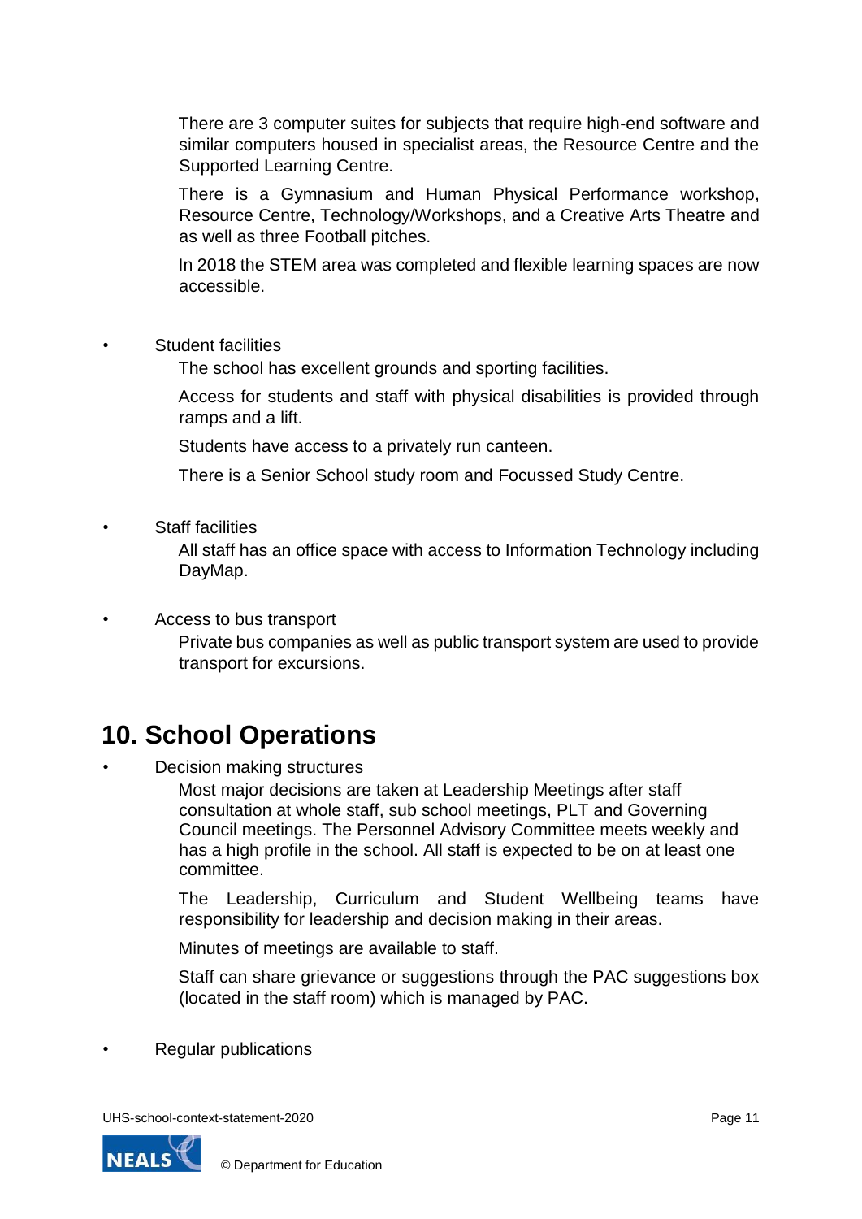There are 3 computer suites for subjects that require high-end software and similar computers housed in specialist areas, the Resource Centre and the Supported Learning Centre.

There is a Gymnasium and Human Physical Performance workshop, Resource Centre, Technology/Workshops, and a Creative Arts Theatre and as well as three Football pitches.

In 2018 the STEM area was completed and flexible learning spaces are now accessible.

- Student facilities

  The school has excellent grounds and sporting facilities.

  Access for students and staff with physical disabilities is provided through ramps and a lift.

  Students have access to a privately run canteen.

  There is a Senior School study room and Focussed Study Centre.

- Staff facilities

  All staff has an office space with access to Information Technology including DayMap.

- Access to bus transport

  Private bus companies as well as public transport system are used to provide transport for excursions.

## 10. School Operations

- Decision making structures

  Most major decisions are taken at Leadership Meetings after staff consultation at whole staff, sub school meetings, PLT and Governing Council meetings. The Personnel Advisory Committee meets weekly and has a high profile in the school. All staff is expected to be on at least one committee.

  The Leadership, Curriculum and Student Wellbeing teams have responsibility for leadership and decision making in their areas.

  Minutes of meetings are available to staff.

  Staff can share grievance or suggestions through the PAC suggestions box (located in the staff room) which is managed by PAC.

- Regular publications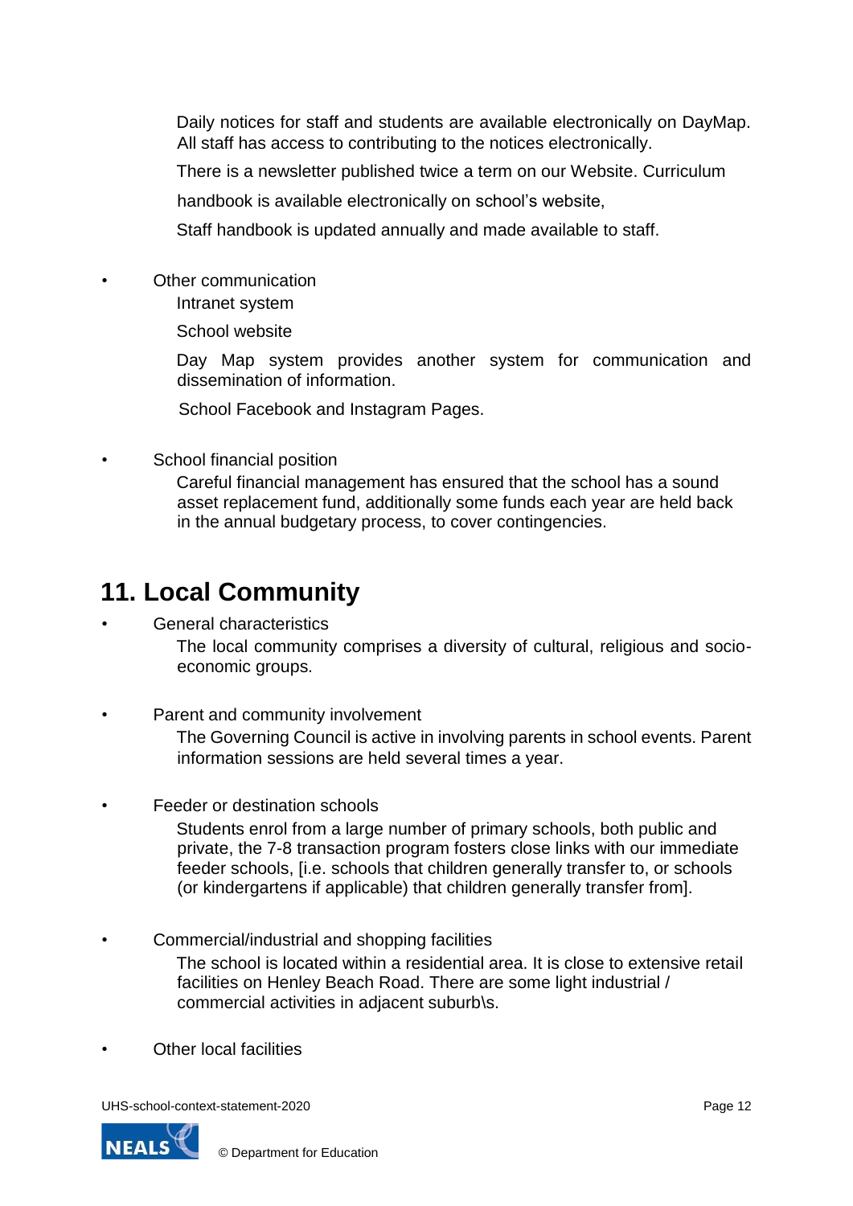Daily notices for staff and students are available electronically on DayMap. All staff has access to contributing to the notices electronically.

There is a newsletter published twice a term on our Website. Curriculum

handbook is available electronically on school's website,

Staff handbook is updated annually and made available to staff.

- Other communication

  Intranet system

  School website

  Day Map system provides another system for communication and dissemination of information.

  School Facebook and Instagram Pages.

- School financial position

  Careful financial management has ensured that the school has a sound asset replacement fund, additionally some funds each year are held back in the annual budgetary process, to cover contingencies.

## 11. Local Community

- General characteristics

  The local community comprises a diversity of cultural, religious and socio-economic groups.

- Parent and community involvement

  The Governing Council is active in involving parents in school events. Parent information sessions are held several times a year.

- Feeder or destination schools

  Students enrol from a large number of primary schools, both public and private, the 7-8 transaction program fosters close links with our immediate feeder schools, [i.e. schools that children generally transfer to, or schools (or kindergartens if applicable) that children generally transfer from].

- Commercial/industrial and shopping facilities

  The school is located within a residential area. It is close to extensive retail facilities on Henley Beach Road. There are some light industrial / commercial activities in adjacent suburb\s.

- Other local facilities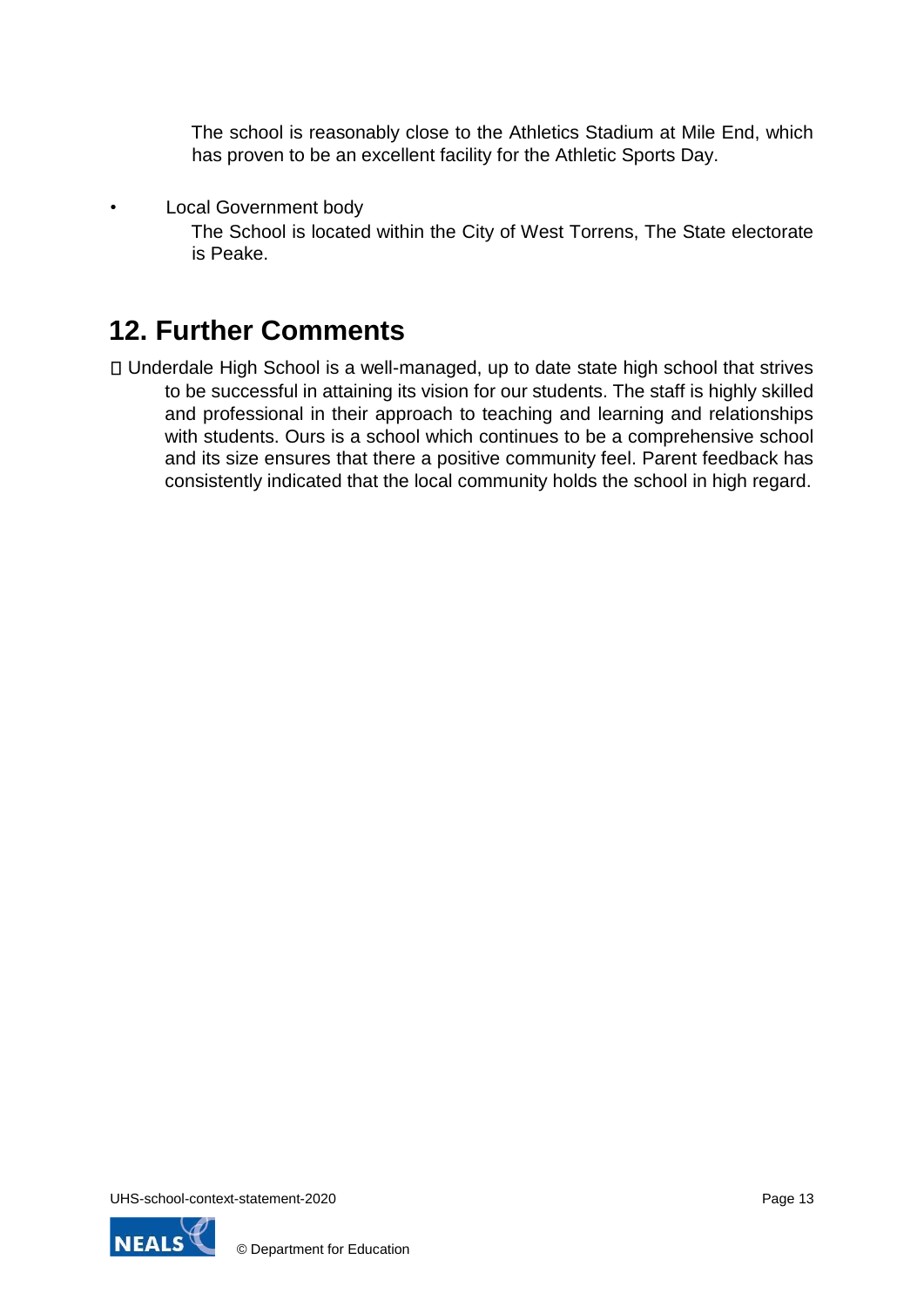The school is reasonably close to the Athletics Stadium at Mile End, which has proven to be an excellent facility for the Athletic Sports Day.

- Local Government body

  The School is located within the City of West Torrens, The State electorate is Peake.

## 12. Further Comments

-  Underdale High School is a well-managed, up to date state high school that strives to be successful in attaining its vision for our students. The staff is highly skilled and professional in their approach to teaching and learning and relationships with students. Ours is a school which continues to be a comprehensive school and its size ensures that there a positive community feel. Parent feedback has consistently indicated that the local community holds the school in high regard.